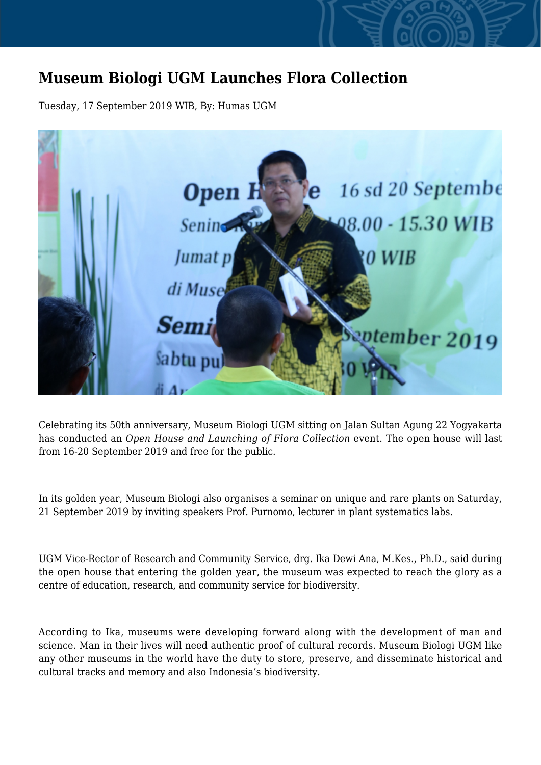# Museum Biologi UGM Launches Flora Collection

Tuesday, 17 September 2019 WIB, By: Humas UGM

Celebrating its 50th anniversary, Museum Biologi UGM sitting on Jalan Sultan Agung 22 Yogyakarta has conducted an *Open House and Launching of Flora Collection* event. The open house will last from 16-20 September 2019 and free for the public.

In its golden year, Museum Biologi also organises a seminar on unique and rare plants on Saturday, 21 September 2019 by inviting speakers Prof. Purnomo, lecturer in plant systematics labs.

UGM Vice-Rector of Research and Community Service, drg. Ika Dewi Ana, M.Kes., Ph.D., said during the open house that entering the golden year, the museum was expected to reach the glory as a centre of education, research, and community service for biodiversity.

According to Ika, museums were developing forward along with the development of man and science. Man in their lives will need authentic proof of cultural records. Museum Biologi UGM like any other museums in the world have the duty to store, preserve, and disseminate historical and cultural tracks and memory and also Indonesia's biodiversity.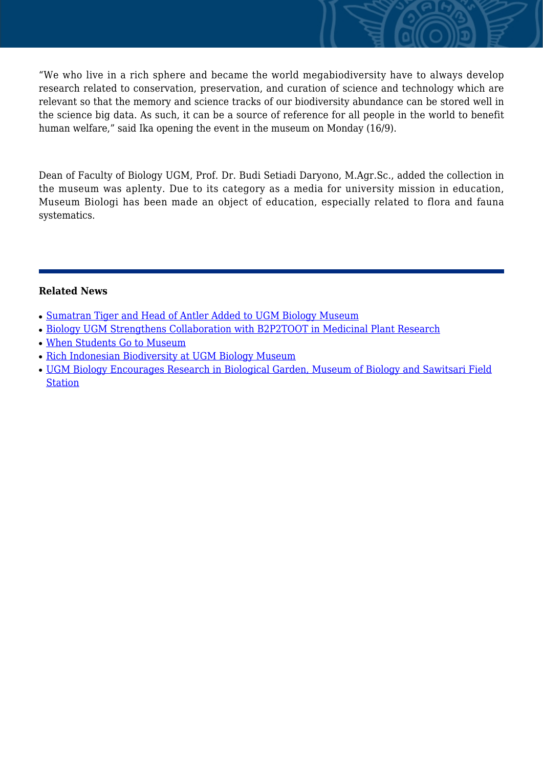"We who live in a rich sphere and became the world megabiodiversity have to always develop research related to conservation, preservation, and curation of science and technology which are relevant so that the memory and science tracks of our biodiversity abundance can be stored well in the science big data. As such, it can be a source of reference for all people in the world to benefit human welfare," said Ika opening the event in the museum on Monday (16/9).

Dean of Faculty of Biology UGM, Prof. Dr. Budi Setiadi Daryono, M.Agr.Sc., added the collection in the museum was aplenty. Due to its category as a media for university mission in education, Museum Biologi has been made an object of education, especially related to flora and fauna systematics.

---

**Related News**

- Sumatran Tiger and Head of Antler Added to UGM Biology Museum
- Biology UGM Strengthens Collaboration with B2P2TOOT in Medicinal Plant Research
- When Students Go to Museum
- Rich Indonesian Biodiversity at UGM Biology Museum
- UGM Biology Encourages Research in Biological Garden, Museum of Biology and Sawitsari Field Station